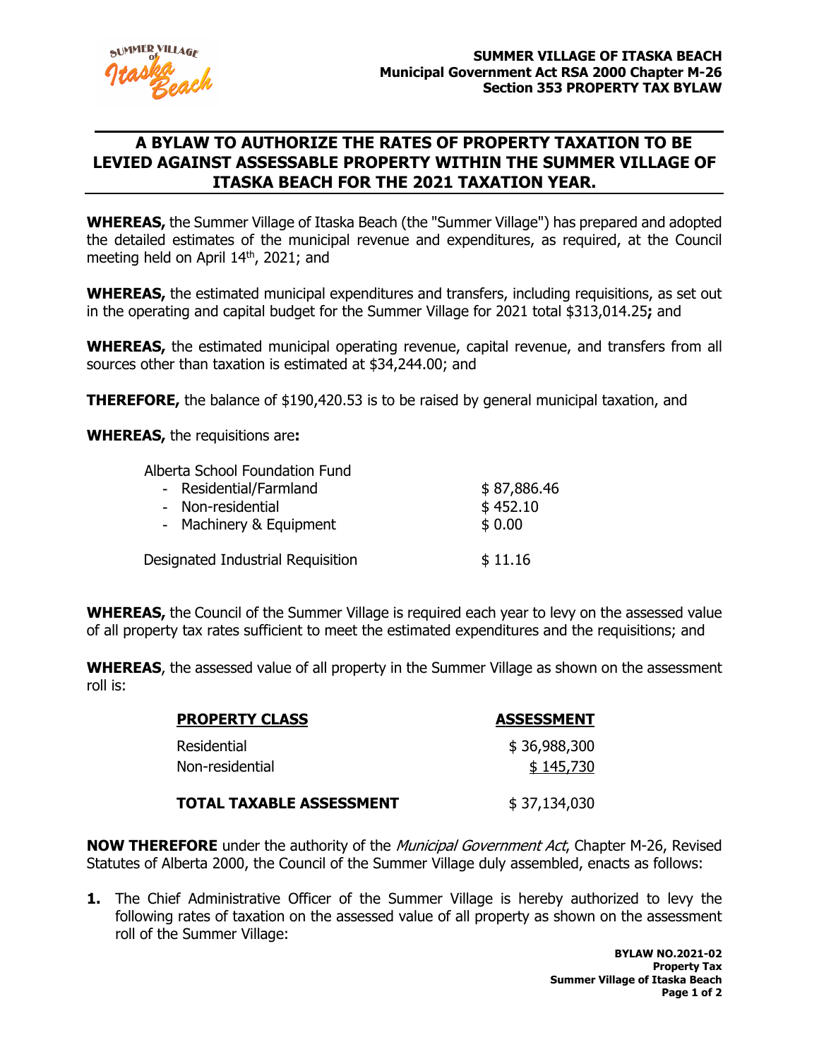**SUMMER VILLAGE OF ITASKA BEACH**
**Municipal Government Act RSA 2000 Chapter M-26**
**Section 353 PROPERTY TAX BYLAW**

# A BYLAW TO AUTHORIZE THE RATES OF PROPERTY TAXATION TO BE LEVIED AGAINST ASSESSABLE PROPERTY WITHIN THE SUMMER VILLAGE OF ITASKA BEACH FOR THE 2021 TAXATION YEAR.

**WHEREAS,** the Summer Village of Itaska Beach (the "Summer Village") has prepared and adopted the detailed estimates of the municipal revenue and expenditures, as required, at the Council meeting held on April 14th, 2021; and

**WHEREAS,** the estimated municipal expenditures and transfers, including requisitions, as set out in the operating and capital budget for the Summer Village for 2021 total $313,014.25**;** and

**WHEREAS,** the estimated municipal operating revenue, capital revenue, and transfers from all sources other than taxation is estimated at $34,244.00; and

**THEREFORE,** the balance of $190,420.53 is to be raised by general municipal taxation, and

**WHEREAS,** the requisitions are**:**

| | |
|---|---|
| Alberta School Foundation Fund | |
| - Residential/Farmland | $ 87,886.46 |
| - Non-residential | $ 452.10 |
| - Machinery & Equipment | $ 0.00 |
| Designated Industrial Requisition | $ 11.16 |

**WHEREAS,** the Council of the Summer Village is required each year to levy on the assessed value of all property tax rates sufficient to meet the estimated expenditures and the requisitions; and

**WHEREAS**, the assessed value of all property in the Summer Village as shown on the assessment roll is:

| PROPERTY CLASS | ASSESSMENT |
|---|---|
| Residential | $ 36,988,300 |
| Non-residential | $ 145,730 |
| **TOTAL TAXABLE ASSESSMENT** | $ 37,134,030 |

**NOW THEREFORE** under the authority of the *Municipal Government Act*, Chapter M-26, Revised Statutes of Alberta 2000, the Council of the Summer Village duly assembled, enacts as follows:

**1.** The Chief Administrative Officer of the Summer Village is hereby authorized to levy the following rates of taxation on the assessed value of all property as shown on the assessment roll of the Summer Village:

**BYLAW NO.2021-02**
**Property Tax**
**Summer Village of Itaska Beach**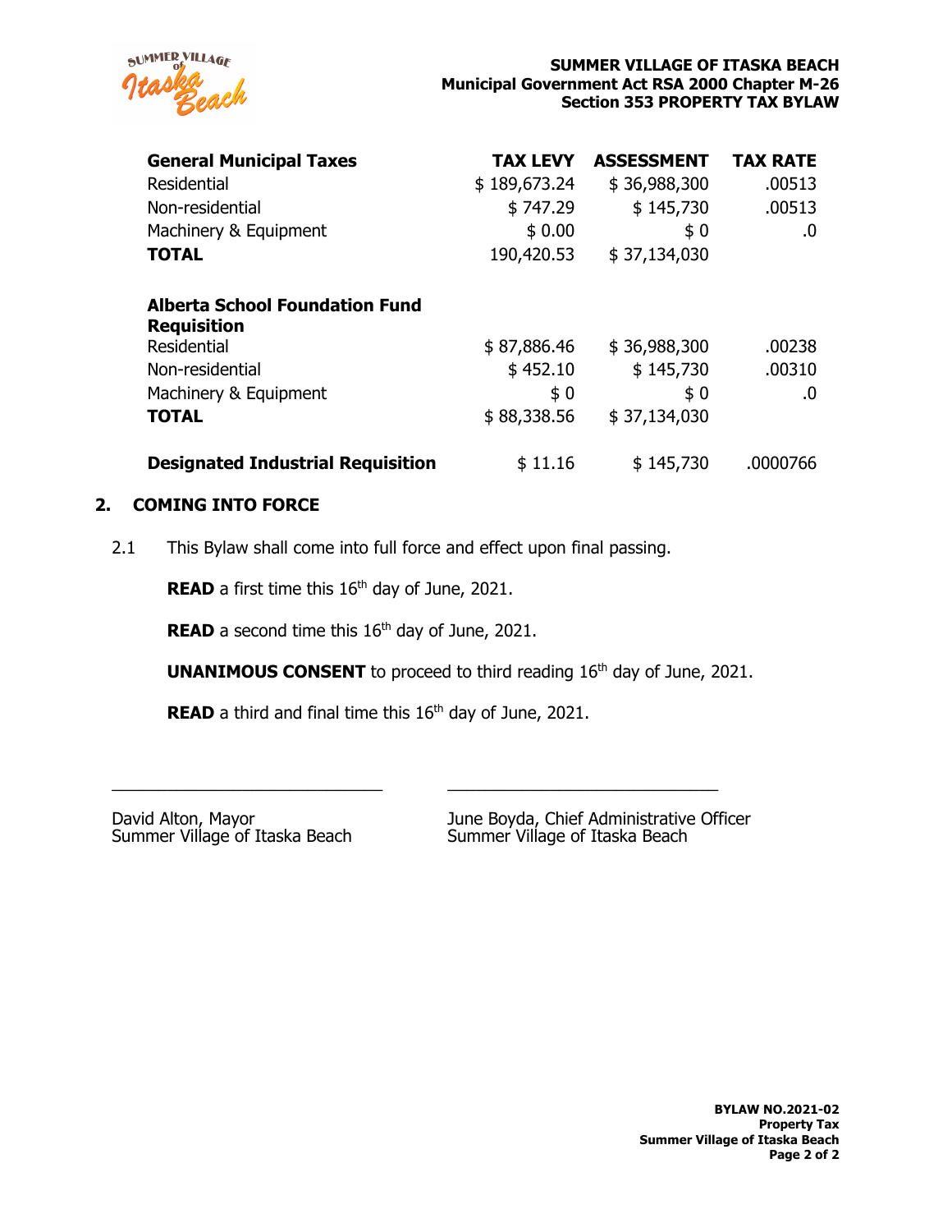**SUMMER VILLAGE OF ITASKA BEACH**
**Municipal Government Act RSA 2000 Chapter M-26**
**Section 353 PROPERTY TAX BYLAW**

| **General Municipal Taxes** | **TAX LEVY** | **ASSESSMENT** | **TAX RATE** |
|---|---|---|---|
| Residential | $ 189,673.24 | $ 36,988,300 | .00513 |
| Non-residential | $ 747.29 | $ 145,730 | .00513 |
| Machinery & Equipment | $ 0.00 | $ 0 | .0 |
| **TOTAL** | 190,420.53 | $ 37,134,030 | |
| **Alberta School Foundation Fund Requisition** | | | |
| Residential | $ 87,886.46 | $ 36,988,300 | .00238 |
| Non-residential | $ 452.10 | $ 145,730 | .00310 |
| Machinery & Equipment | $ 0 | $ 0 | .0 |
| **TOTAL** | $ 88,338.56 | $ 37,134,030 | |
| **Designated Industrial Requisition** | $ 11.16 | $ 145,730 | .0000766 |

## 2. COMING INTO FORCE

2.1 This Bylaw shall come into full force and effect upon final passing.

**READ** a first time this 16th day of June, 2021.

**READ** a second time this 16th day of June, 2021.

**UNANIMOUS CONSENT** to proceed to third reading 16th day of June, 2021.

**READ** a third and final time this 16th day of June, 2021.

_____________________________

David Alton, Mayor
Summer Village of Itaska Beach

_____________________________

June Boyda, Chief Administrative Officer
Summer Village of Itaska Beach

**BYLAW NO.2021-02**
**Property Tax**
**Summer Village of Itaska Beach**